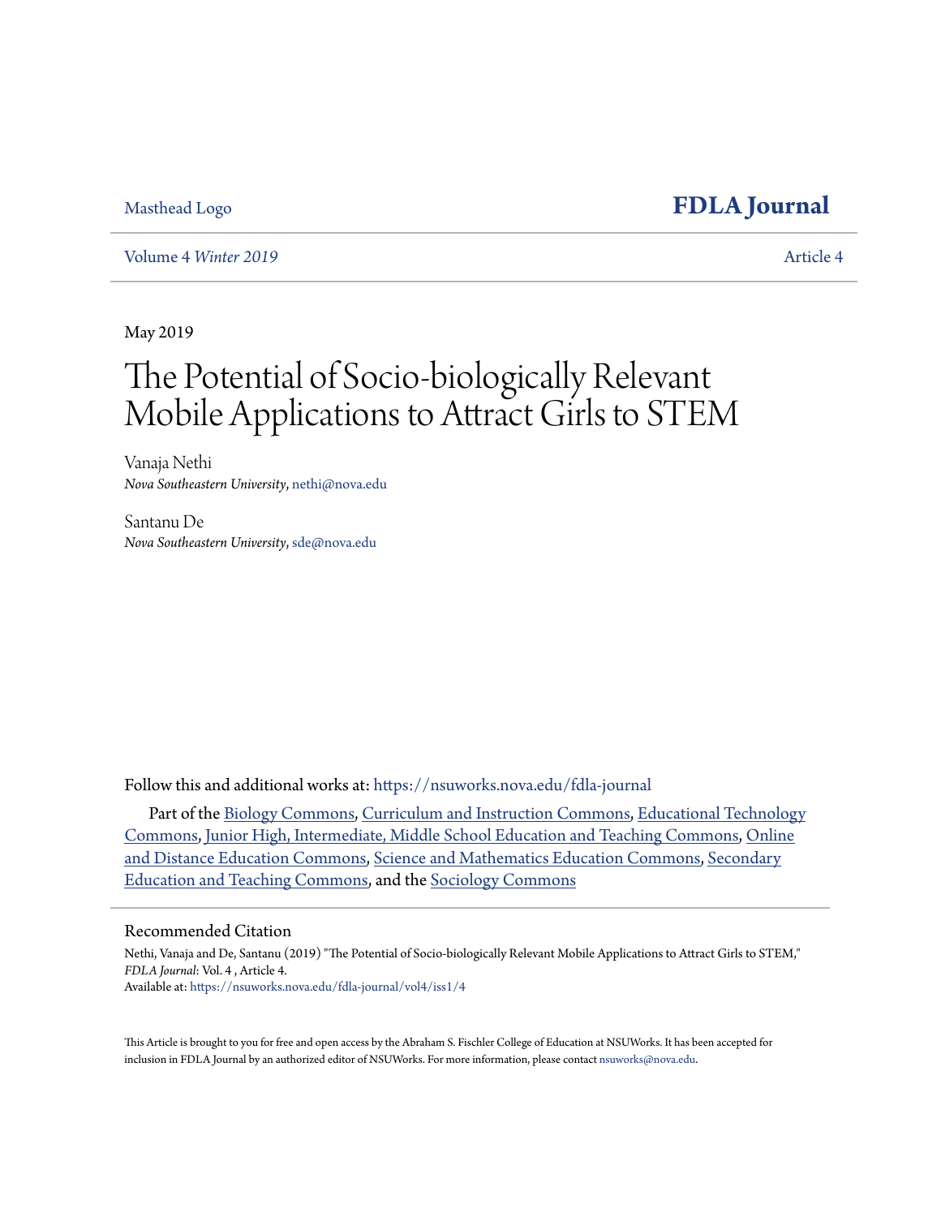Masthead Logo

**FDLA Journal**

Volume 4 *Winter 2019* Article 4

May 2019

# The Potential of Socio-biologically Relevant Mobile Applications to Attract Girls to STEM

Vanaja Nethi
*Nova Southeastern University*, nethi@nova.edu

Santanu De
*Nova Southeastern University*, sde@nova.edu

Follow this and additional works at: https://nsuworks.nova.edu/fdla-journal

Part of the Biology Commons, Curriculum and Instruction Commons, Educational Technology Commons, Junior High, Intermediate, Middle School Education and Teaching Commons, Online and Distance Education Commons, Science and Mathematics Education Commons, Secondary Education and Teaching Commons, and the Sociology Commons

## Recommended Citation

Nethi, Vanaja and De, Santanu (2019) "The Potential of Socio-biologically Relevant Mobile Applications to Attract Girls to STEM," *FDLA Journal*: Vol. 4 , Article 4.
Available at: https://nsuworks.nova.edu/fdla-journal/vol4/iss1/4

This Article is brought to you for free and open access by the Abraham S. Fischler College of Education at NSUWorks. It has been accepted for inclusion in FDLA Journal by an authorized editor of NSUWorks. For more information, please contact nsuworks@nova.edu.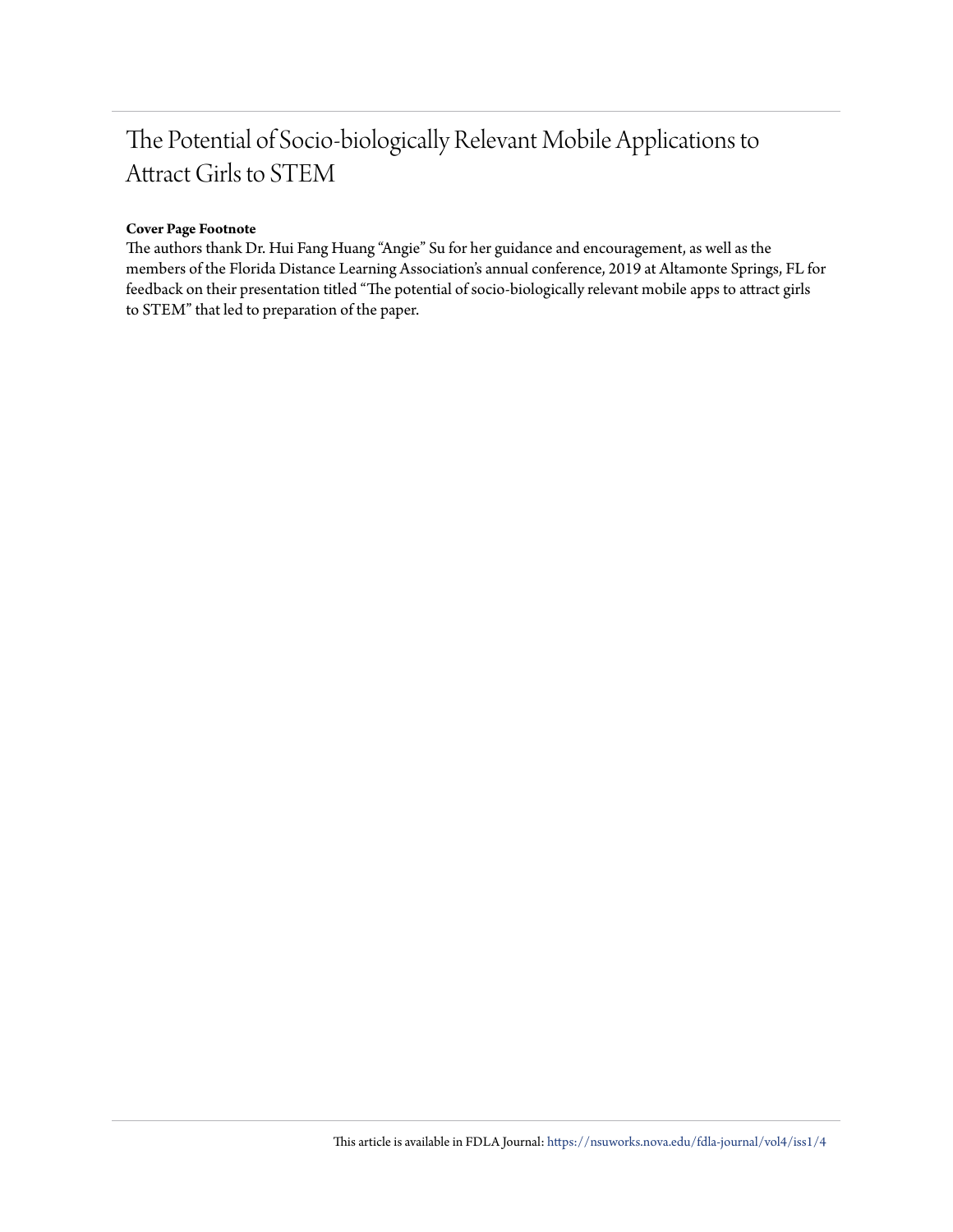# The Potential of Socio-biologically Relevant Mobile Applications to Attract Girls to STEM

**Cover Page Footnote**

The authors thank Dr. Hui Fang Huang "Angie" Su for her guidance and encouragement, as well as the members of the Florida Distance Learning Association's annual conference, 2019 at Altamonte Springs, FL for feedback on their presentation titled "The potential of socio-biologically relevant mobile apps to attract girls to STEM" that led to preparation of the paper.

This article is available in FDLA Journal: https://nsuworks.nova.edu/fdla-journal/vol4/iss1/4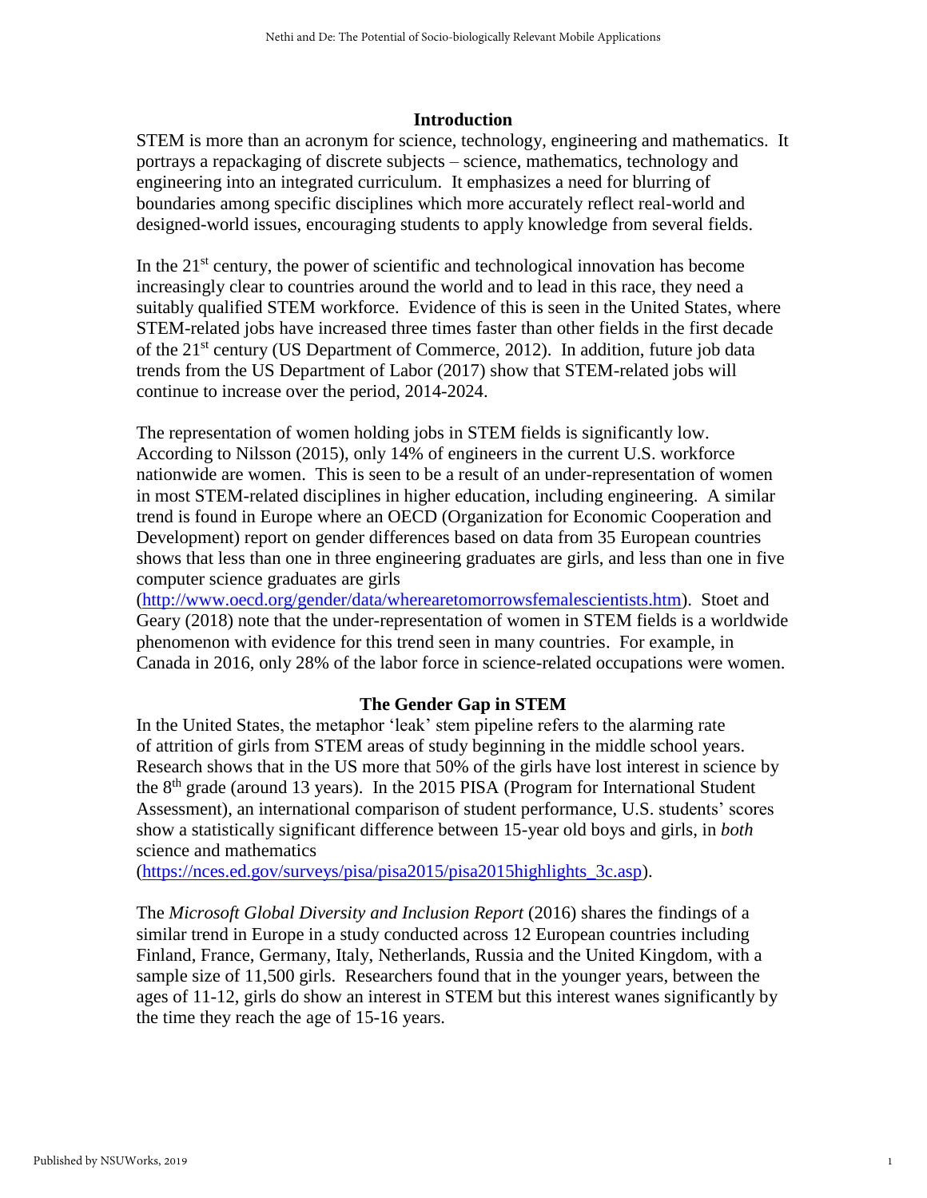## Introduction

STEM is more than an acronym for science, technology, engineering and mathematics. It portrays a repackaging of discrete subjects – science, mathematics, technology and engineering into an integrated curriculum. It emphasizes a need for blurring of boundaries among specific disciplines which more accurately reflect real-world and designed-world issues, encouraging students to apply knowledge from several fields.

In the 21st century, the power of scientific and technological innovation has become increasingly clear to countries around the world and to lead in this race, they need a suitably qualified STEM workforce. Evidence of this is seen in the United States, where STEM-related jobs have increased three times faster than other fields in the first decade of the 21st century (US Department of Commerce, 2012). In addition, future job data trends from the US Department of Labor (2017) show that STEM-related jobs will continue to increase over the period, 2014-2024.

The representation of women holding jobs in STEM fields is significantly low. According to Nilsson (2015), only 14% of engineers in the current U.S. workforce nationwide are women. This is seen to be a result of an under-representation of women in most STEM-related disciplines in higher education, including engineering. A similar trend is found in Europe where an OECD (Organization for Economic Cooperation and Development) report on gender differences based on data from 35 European countries shows that less than one in three engineering graduates are girls, and less than one in five computer science graduates are girls (http://www.oecd.org/gender/data/wherearetomorrowsfemalescientists.htm). Stoet and Geary (2018) note that the under-representation of women in STEM fields is a worldwide phenomenon with evidence for this trend seen in many countries. For example, in Canada in 2016, only 28% of the labor force in science-related occupations were women.

## The Gender Gap in STEM

In the United States, the metaphor 'leak' stem pipeline refers to the alarming rate of attrition of girls from STEM areas of study beginning in the middle school years. Research shows that in the US more that 50% of the girls have lost interest in science by the 8th grade (around 13 years). In the 2015 PISA (Program for International Student Assessment), an international comparison of student performance, U.S. students' scores show a statistically significant difference between 15-year old boys and girls, in *both* science and mathematics (https://nces.ed.gov/surveys/pisa/pisa2015/pisa2015highlights_3c.asp).

The *Microsoft Global Diversity and Inclusion Report* (2016) shares the findings of a similar trend in Europe in a study conducted across 12 European countries including Finland, France, Germany, Italy, Netherlands, Russia and the United Kingdom, with a sample size of 11,500 girls. Researchers found that in the younger years, between the ages of 11-12, girls do show an interest in STEM but this interest wanes significantly by the time they reach the age of 15-16 years.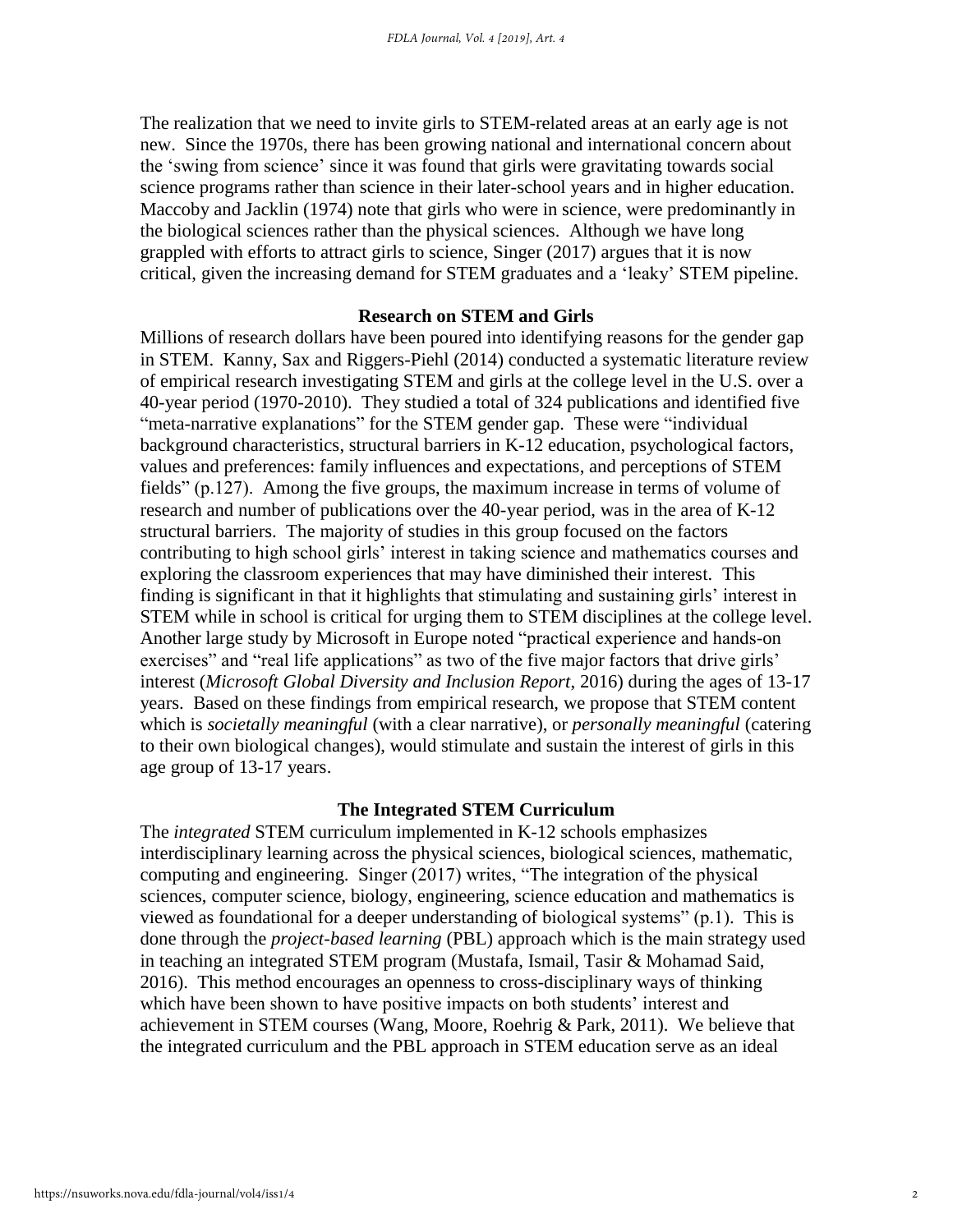The realization that we need to invite girls to STEM-related areas at an early age is not new. Since the 1970s, there has been growing national and international concern about the 'swing from science' since it was found that girls were gravitating towards social science programs rather than science in their later-school years and in higher education. Maccoby and Jacklin (1974) note that girls who were in science, were predominantly in the biological sciences rather than the physical sciences. Although we have long grappled with efforts to attract girls to science, Singer (2017) argues that it is now critical, given the increasing demand for STEM graduates and a 'leaky' STEM pipeline.

## Research on STEM and Girls

Millions of research dollars have been poured into identifying reasons for the gender gap in STEM. Kanny, Sax and Riggers-Piehl (2014) conducted a systematic literature review of empirical research investigating STEM and girls at the college level in the U.S. over a 40-year period (1970-2010). They studied a total of 324 publications and identified five "meta-narrative explanations" for the STEM gender gap. These were "individual background characteristics, structural barriers in K-12 education, psychological factors, values and preferences: family influences and expectations, and perceptions of STEM fields" (p.127). Among the five groups, the maximum increase in terms of volume of research and number of publications over the 40-year period, was in the area of K-12 structural barriers. The majority of studies in this group focused on the factors contributing to high school girls' interest in taking science and mathematics courses and exploring the classroom experiences that may have diminished their interest. This finding is significant in that it highlights that stimulating and sustaining girls' interest in STEM while in school is critical for urging them to STEM disciplines at the college level. Another large study by Microsoft in Europe noted "practical experience and hands-on exercises" and "real life applications" as two of the five major factors that drive girls' interest (*Microsoft Global Diversity and Inclusion Report*, 2016) during the ages of 13-17 years. Based on these findings from empirical research, we propose that STEM content which is *societally meaningful* (with a clear narrative), or *personally meaningful* (catering to their own biological changes), would stimulate and sustain the interest of girls in this age group of 13-17 years.

## The Integrated STEM Curriculum

The *integrated* STEM curriculum implemented in K-12 schools emphasizes interdisciplinary learning across the physical sciences, biological sciences, mathematic, computing and engineering. Singer (2017) writes, "The integration of the physical sciences, computer science, biology, engineering, science education and mathematics is viewed as foundational for a deeper understanding of biological systems" (p.1). This is done through the *project-based learning* (PBL) approach which is the main strategy used in teaching an integrated STEM program (Mustafa, Ismail, Tasir & Mohamad Said, 2016). This method encourages an openness to cross-disciplinary ways of thinking which have been shown to have positive impacts on both students' interest and achievement in STEM courses (Wang, Moore, Roehrig & Park, 2011). We believe that the integrated curriculum and the PBL approach in STEM education serve as an ideal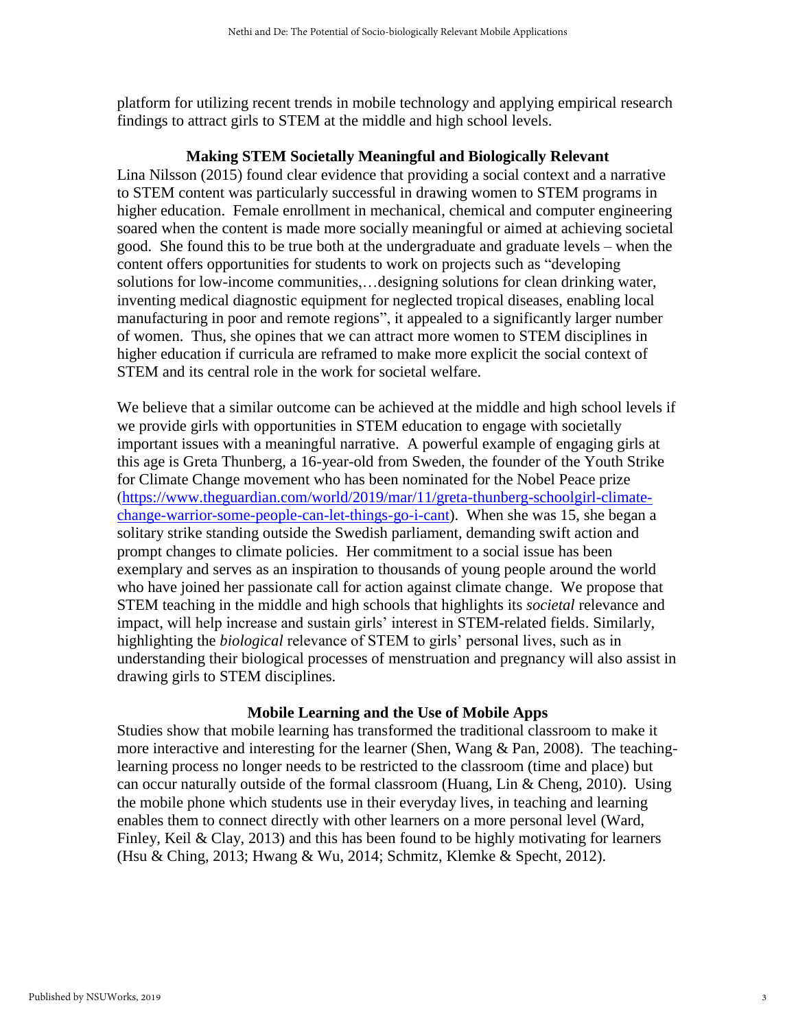platform for utilizing recent trends in mobile technology and applying empirical research findings to attract girls to STEM at the middle and high school levels.

### Making STEM Societally Meaningful and Biologically Relevant

Lina Nilsson (2015) found clear evidence that providing a social context and a narrative to STEM content was particularly successful in drawing women to STEM programs in higher education. Female enrollment in mechanical, chemical and computer engineering soared when the content is made more socially meaningful or aimed at achieving societal good. She found this to be true both at the undergraduate and graduate levels – when the content offers opportunities for students to work on projects such as "developing solutions for low-income communities,…designing solutions for clean drinking water, inventing medical diagnostic equipment for neglected tropical diseases, enabling local manufacturing in poor and remote regions", it appealed to a significantly larger number of women. Thus, she opines that we can attract more women to STEM disciplines in higher education if curricula are reframed to make more explicit the social context of STEM and its central role in the work for societal welfare.

We believe that a similar outcome can be achieved at the middle and high school levels if we provide girls with opportunities in STEM education to engage with societally important issues with a meaningful narrative. A powerful example of engaging girls at this age is Greta Thunberg, a 16-year-old from Sweden, the founder of the Youth Strike for Climate Change movement who has been nominated for the Nobel Peace prize (https://www.theguardian.com/world/2019/mar/11/greta-thunberg-schoolgirl-climate-change-warrior-some-people-can-let-things-go-i-cant). When she was 15, she began a solitary strike standing outside the Swedish parliament, demanding swift action and prompt changes to climate policies. Her commitment to a social issue has been exemplary and serves as an inspiration to thousands of young people around the world who have joined her passionate call for action against climate change. We propose that STEM teaching in the middle and high schools that highlights its *societal* relevance and impact, will help increase and sustain girls' interest in STEM-related fields. Similarly, highlighting the *biological* relevance of STEM to girls' personal lives, such as in understanding their biological processes of menstruation and pregnancy will also assist in drawing girls to STEM disciplines.

### Mobile Learning and the Use of Mobile Apps

Studies show that mobile learning has transformed the traditional classroom to make it more interactive and interesting for the learner (Shen, Wang & Pan, 2008). The teaching-learning process no longer needs to be restricted to the classroom (time and place) but can occur naturally outside of the formal classroom (Huang, Lin & Cheng, 2010). Using the mobile phone which students use in their everyday lives, in teaching and learning enables them to connect directly with other learners on a more personal level (Ward, Finley, Keil & Clay, 2013) and this has been found to be highly motivating for learners (Hsu & Ching, 2013; Hwang & Wu, 2014; Schmitz, Klemke & Specht, 2012).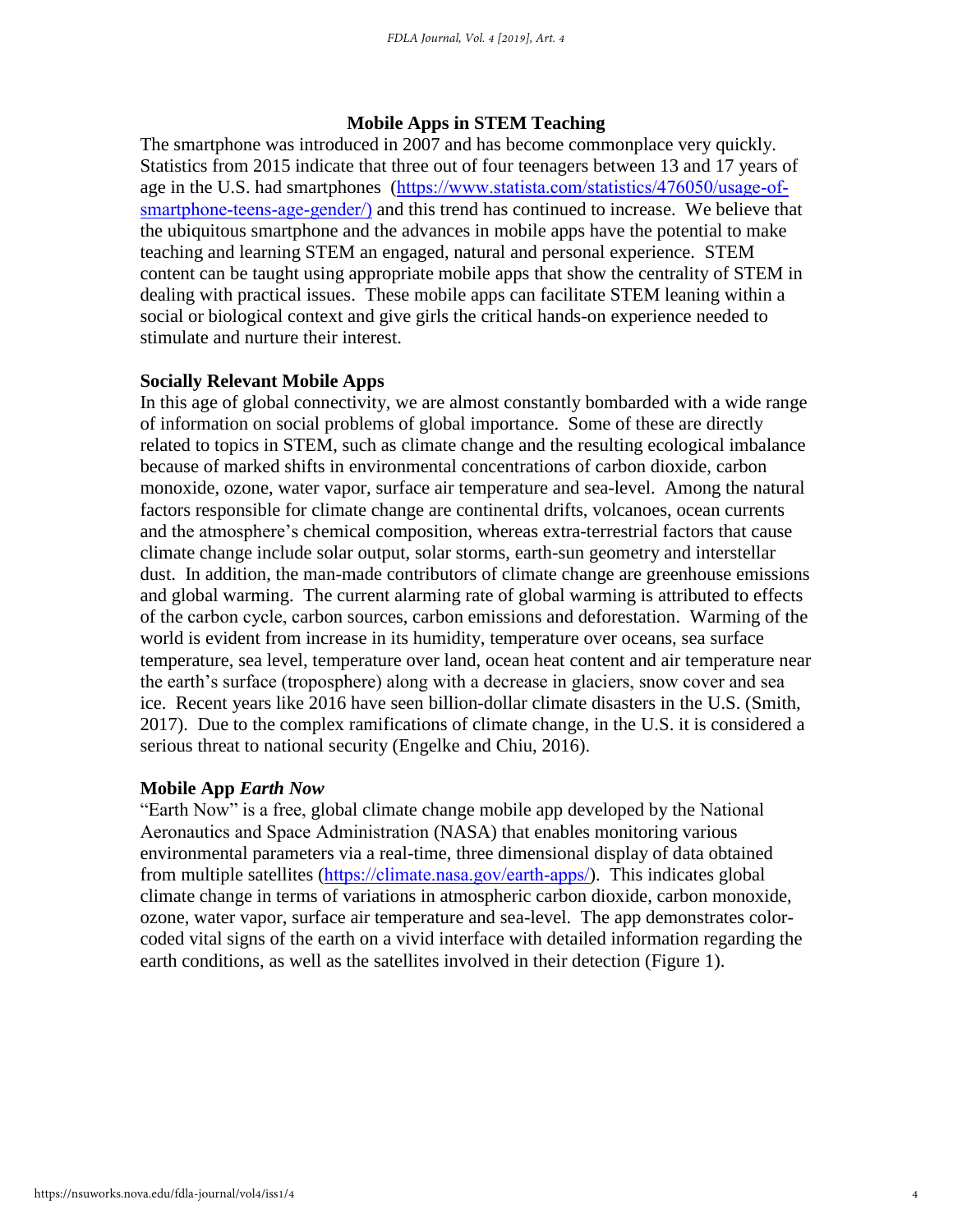## Mobile Apps in STEM Teaching

The smartphone was introduced in 2007 and has become commonplace very quickly. Statistics from 2015 indicate that three out of four teenagers between 13 and 17 years of age in the U.S. had smartphones ([https://www.statista.com/statistics/476050/usage-of-smartphone-teens-age-gender/)](https://www.statista.com/statistics/476050/usage-of-smartphone-teens-age-gender/) and this trend has continued to increase. We believe that the ubiquitous smartphone and the advances in mobile apps have the potential to make teaching and learning STEM an engaged, natural and personal experience. STEM content can be taught using appropriate mobile apps that show the centrality of STEM in dealing with practical issues. These mobile apps can facilitate STEM leaning within a social or biological context and give girls the critical hands-on experience needed to stimulate and nurture their interest.

### Socially Relevant Mobile Apps

In this age of global connectivity, we are almost constantly bombarded with a wide range of information on social problems of global importance. Some of these are directly related to topics in STEM, such as climate change and the resulting ecological imbalance because of marked shifts in environmental concentrations of carbon dioxide, carbon monoxide, ozone, water vapor, surface air temperature and sea-level. Among the natural factors responsible for climate change are continental drifts, volcanoes, ocean currents and the atmosphere's chemical composition, whereas extra-terrestrial factors that cause climate change include solar output, solar storms, earth-sun geometry and interstellar dust. In addition, the man-made contributors of climate change are greenhouse emissions and global warming. The current alarming rate of global warming is attributed to effects of the carbon cycle, carbon sources, carbon emissions and deforestation. Warming of the world is evident from increase in its humidity, temperature over oceans, sea surface temperature, sea level, temperature over land, ocean heat content and air temperature near the earth's surface (troposphere) along with a decrease in glaciers, snow cover and sea ice. Recent years like 2016 have seen billion-dollar climate disasters in the U.S. (Smith, 2017). Due to the complex ramifications of climate change, in the U.S. it is considered a serious threat to national security (Engelke and Chiu, 2016).

### Mobile App *Earth Now*

"Earth Now" is a free, global climate change mobile app developed by the National Aeronautics and Space Administration (NASA) that enables monitoring various environmental parameters via a real-time, three dimensional display of data obtained from multiple satellites ([https://climate.nasa.gov/earth-apps/](https://climate.nasa.gov/earth-apps/)). This indicates global climate change in terms of variations in atmospheric carbon dioxide, carbon monoxide, ozone, water vapor, surface air temperature and sea-level. The app demonstrates color-coded vital signs of the earth on a vivid interface with detailed information regarding the earth conditions, as well as the satellites involved in their detection (Figure 1).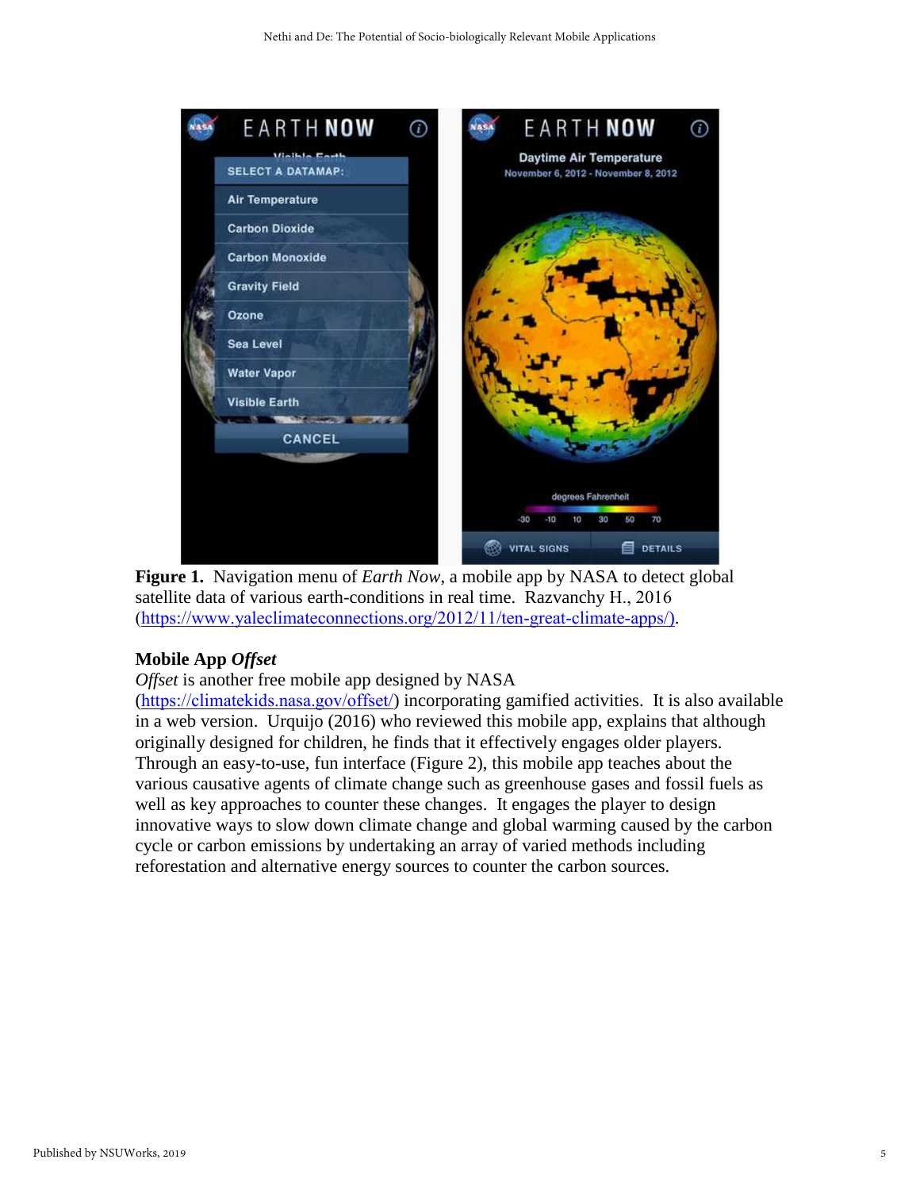**Figure 1.** Navigation menu of *Earth Now*, a mobile app by NASA to detect global satellite data of various earth-conditions in real time. Razvanchy H., 2016 (https://www.yaleclimateconnections.org/2012/11/ten-great-climate-apps/).

### Mobile App *Offset*

*Offset* is another free mobile app designed by NASA (https://climatekids.nasa.gov/offset/) incorporating gamified activities. It is also available in a web version. Urquijo (2016) who reviewed this mobile app, explains that although originally designed for children, he finds that it effectively engages older players. Through an easy-to-use, fun interface (Figure 2), this mobile app teaches about the various causative agents of climate change such as greenhouse gases and fossil fuels as well as key approaches to counter these changes. It engages the player to design innovative ways to slow down climate change and global warming caused by the carbon cycle or carbon emissions by undertaking an array of varied methods including reforestation and alternative energy sources to counter the carbon sources.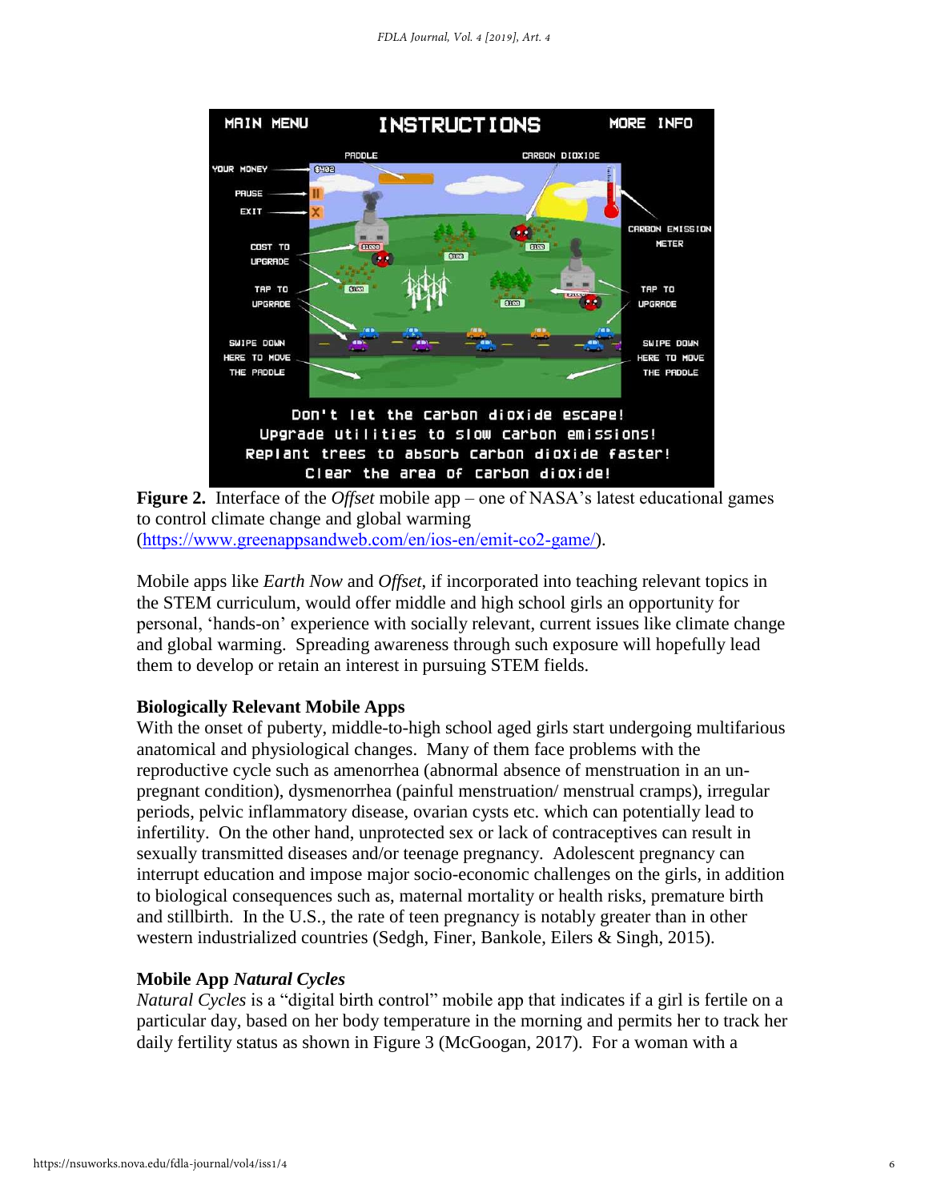**Figure 2.** Interface of the *Offset* mobile app – one of NASA's latest educational games to control climate change and global warming (https://www.greenappsandweb.com/en/ios-en/emit-co2-game/).

Mobile apps like *Earth Now* and *Offset*, if incorporated into teaching relevant topics in the STEM curriculum, would offer middle and high school girls an opportunity for personal, 'hands-on' experience with socially relevant, current issues like climate change and global warming. Spreading awareness through such exposure will hopefully lead them to develop or retain an interest in pursuing STEM fields.

### Biologically Relevant Mobile Apps

With the onset of puberty, middle-to-high school aged girls start undergoing multifarious anatomical and physiological changes. Many of them face problems with the reproductive cycle such as amenorrhea (abnormal absence of menstruation in an un-pregnant condition), dysmenorrhea (painful menstruation/ menstrual cramps), irregular periods, pelvic inflammatory disease, ovarian cysts etc. which can potentially lead to infertility. On the other hand, unprotected sex or lack of contraceptives can result in sexually transmitted diseases and/or teenage pregnancy. Adolescent pregnancy can interrupt education and impose major socio-economic challenges on the girls, in addition to biological consequences such as, maternal mortality or health risks, premature birth and stillbirth. In the U.S., the rate of teen pregnancy is notably greater than in other western industrialized countries (Sedgh, Finer, Bankole, Eilers & Singh, 2015).

### Mobile App *Natural Cycles*

*Natural Cycles* is a "digital birth control" mobile app that indicates if a girl is fertile on a particular day, based on her body temperature in the morning and permits her to track her daily fertility status as shown in Figure 3 (McGoogan, 2017). For a woman with a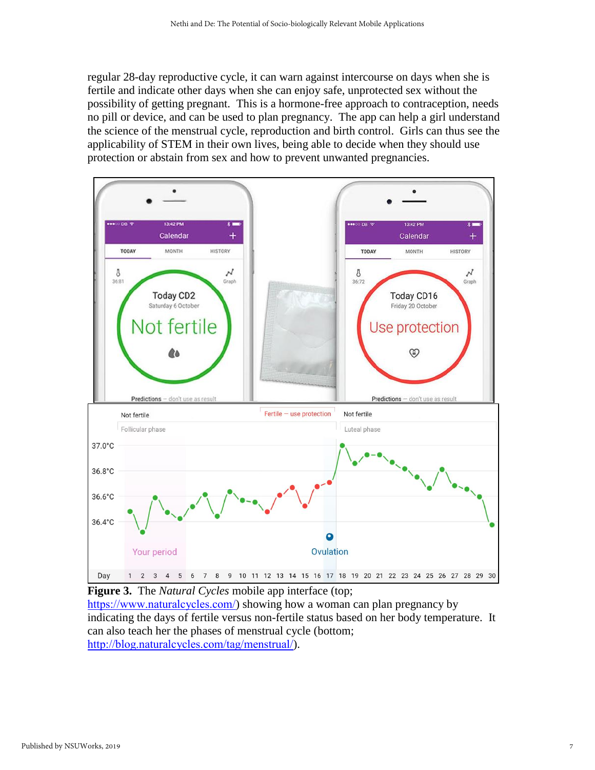regular 28-day reproductive cycle, it can warn against intercourse on days when she is fertile and indicate other days when she can enjoy safe, unprotected sex without the possibility of getting pregnant. This is a hormone-free approach to contraception, needs no pill or device, and can be used to plan pregnancy. The app can help a girl understand the science of the menstrual cycle, reproduction and birth control. Girls can thus see the applicability of STEM in their own lives, being able to decide when they should use protection or abstain from sex and how to prevent unwanted pregnancies.

**Figure 3.** The *Natural Cycles* mobile app interface (top; https://www.naturalcycles.com/) showing how a woman can plan pregnancy by indicating the days of fertile versus non-fertile status based on her body temperature. It can also teach her the phases of menstrual cycle (bottom; http://blog.naturalcycles.com/tag/menstrual/).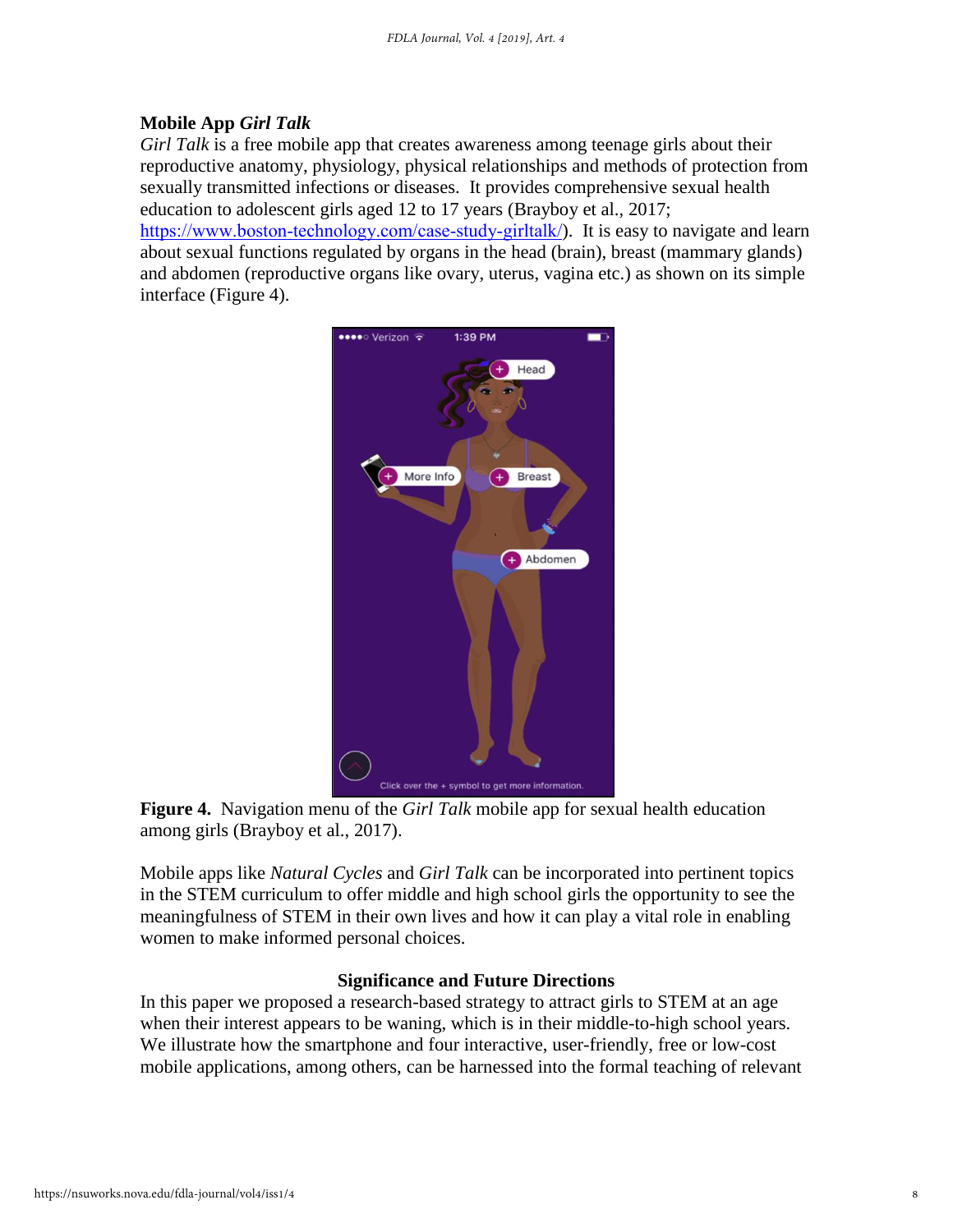**Mobile App *Girl Talk***

*Girl Talk* is a free mobile app that creates awareness among teenage girls about their reproductive anatomy, physiology, physical relationships and methods of protection from sexually transmitted infections or diseases. It provides comprehensive sexual health education to adolescent girls aged 12 to 17 years (Brayboy et al., 2017; https://www.boston-technology.com/case-study-girltalk/). It is easy to navigate and learn about sexual functions regulated by organs in the head (brain), breast (mammary glands) and abdomen (reproductive organs like ovary, uterus, vagina etc.) as shown on its simple interface (Figure 4).

**Figure 4.** Navigation menu of the *Girl Talk* mobile app for sexual health education among girls (Brayboy et al., 2017).

Mobile apps like *Natural Cycles* and *Girl Talk* can be incorporated into pertinent topics in the STEM curriculum to offer middle and high school girls the opportunity to see the meaningfulness of STEM in their own lives and how it can play a vital role in enabling women to make informed personal choices.

## Significance and Future Directions

In this paper we proposed a research-based strategy to attract girls to STEM at an age when their interest appears to be waning, which is in their middle-to-high school years. We illustrate how the smartphone and four interactive, user-friendly, free or low-cost mobile applications, among others, can be harnessed into the formal teaching of relevant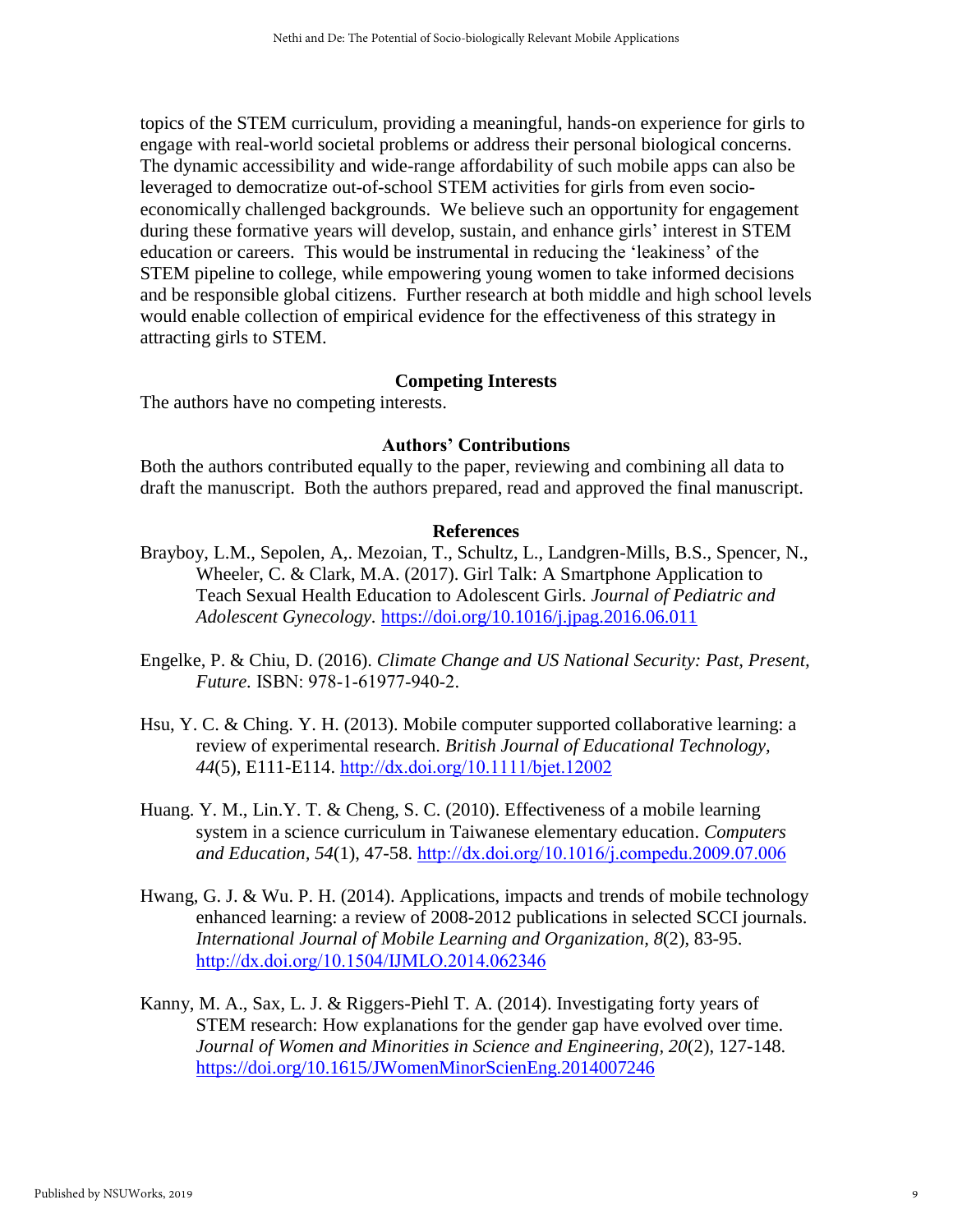topics of the STEM curriculum, providing a meaningful, hands-on experience for girls to engage with real-world societal problems or address their personal biological concerns. The dynamic accessibility and wide-range affordability of such mobile apps can also be leveraged to democratize out-of-school STEM activities for girls from even socio-economically challenged backgrounds. We believe such an opportunity for engagement during these formative years will develop, sustain, and enhance girls' interest in STEM education or careers. This would be instrumental in reducing the 'leakiness' of the STEM pipeline to college, while empowering young women to take informed decisions and be responsible global citizens. Further research at both middle and high school levels would enable collection of empirical evidence for the effectiveness of this strategy in attracting girls to STEM.

## Competing Interests

The authors have no competing interests.

## Authors' Contributions

Both the authors contributed equally to the paper, reviewing and combining all data to draft the manuscript. Both the authors prepared, read and approved the final manuscript.

## References

Brayboy, L.M., Sepolen, A,. Mezoian, T., Schultz, L., Landgren-Mills, B.S., Spencer, N., Wheeler, C. & Clark, M.A. (2017). Girl Talk: A Smartphone Application to Teach Sexual Health Education to Adolescent Girls. *Journal of Pediatric and Adolescent Gynecology.* https://doi.org/10.1016/j.jpag.2016.06.011

Engelke, P. & Chiu, D. (2016). *Climate Change and US National Security: Past, Present, Future.* ISBN: 978-1-61977-940-2.

Hsu, Y. C. & Ching. Y. H. (2013). Mobile computer supported collaborative learning: a review of experimental research. *British Journal of Educational Technology, 44*(5), E111-E114. http://dx.doi.org/10.1111/bjet.12002

Huang. Y. M., Lin.Y. T. & Cheng, S. C. (2010). Effectiveness of a mobile learning system in a science curriculum in Taiwanese elementary education. *Computers and Education, 54*(1), 47-58. http://dx.doi.org/10.1016/j.compedu.2009.07.006

Hwang, G. J. & Wu. P. H. (2014). Applications, impacts and trends of mobile technology enhanced learning: a review of 2008-2012 publications in selected SCCI journals. *International Journal of Mobile Learning and Organization, 8*(2), 83-95. http://dx.doi.org/10.1504/IJMLO.2014.062346

Kanny, M. A., Sax, L. J. & Riggers-Piehl T. A. (2014). Investigating forty years of STEM research: How explanations for the gender gap have evolved over time. *Journal of Women and Minorities in Science and Engineering, 20*(2), 127-148. https://doi.org/10.1615/JWomenMinorScienEng.2014007246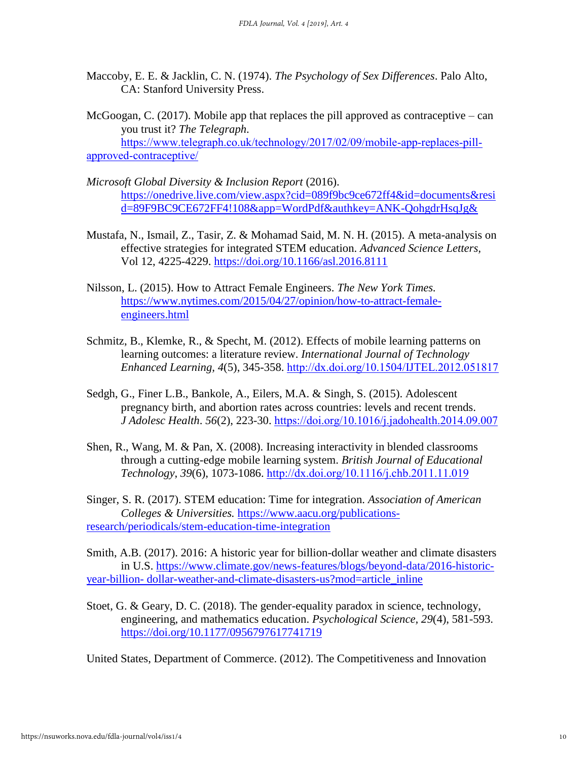Maccoby, E. E. & Jacklin, C. N. (1974). *The Psychology of Sex Differences*. Palo Alto, CA: Stanford University Press.

McGoogan, C. (2017). Mobile app that replaces the pill approved as contraceptive – can you trust it? *The Telegraph*. https://www.telegraph.co.uk/technology/2017/02/09/mobile-app-replaces-pill-approved-contraceptive/

*Microsoft Global Diversity & Inclusion Report* (2016). https://onedrive.live.com/view.aspx?cid=089f9bc9ce672ff4&id=documents&resid=89F9BC9CE672FF4!108&app=WordPdf&authkey=ANK-QohgdrHsqJg&

Mustafa, N., Ismail, Z., Tasir, Z. & Mohamad Said, M. N. H. (2015). A meta-analysis on effective strategies for integrated STEM education. *Advanced Science Letters*, Vol 12, 4225-4229. https://doi.org/10.1166/asl.2016.8111

Nilsson, L. (2015). How to Attract Female Engineers. *The New York Times.* https://www.nytimes.com/2015/04/27/opinion/how-to-attract-female-engineers.html

Schmitz, B., Klemke, R., & Specht, M. (2012). Effects of mobile learning patterns on learning outcomes: a literature review. *International Journal of Technology Enhanced Learning, 4*(5), 345-358. http://dx.doi.org/10.1504/IJTEL.2012.051817

Sedgh, G., Finer L.B., Bankole, A., Eilers, M.A. & Singh, S. (2015). Adolescent pregnancy birth, and abortion rates across countries: levels and recent trends. *J Adolesc Health*. *56*(2), 223-30. https://doi.org/10.1016/j.jadohealth.2014.09.007

Shen, R., Wang, M. & Pan, X. (2008). Increasing interactivity in blended classrooms through a cutting-edge mobile learning system. *British Journal of Educational Technology*, *39*(6), 1073-1086. http://dx.doi.org/10.1116/j.chb.2011.11.019

Singer, S. R. (2017). STEM education: Time for integration. *Association of American Colleges & Universities.* https://www.aacu.org/publications-research/periodicals/stem-education-time-integration

Smith, A.B. (2017). 2016: A historic year for billion-dollar weather and climate disasters in U.S. https://www.climate.gov/news-features/blogs/beyond-data/2016-historic-year-billion- dollar-weather-and-climate-disasters-us?mod=article_inline

Stoet, G. & Geary, D. C. (2018). The gender-equality paradox in science, technology, engineering, and mathematics education. *Psychological Science, 29*(4), 581-593. https://doi.org/10.1177/0956797617741719

United States, Department of Commerce. (2012). The Competitiveness and Innovation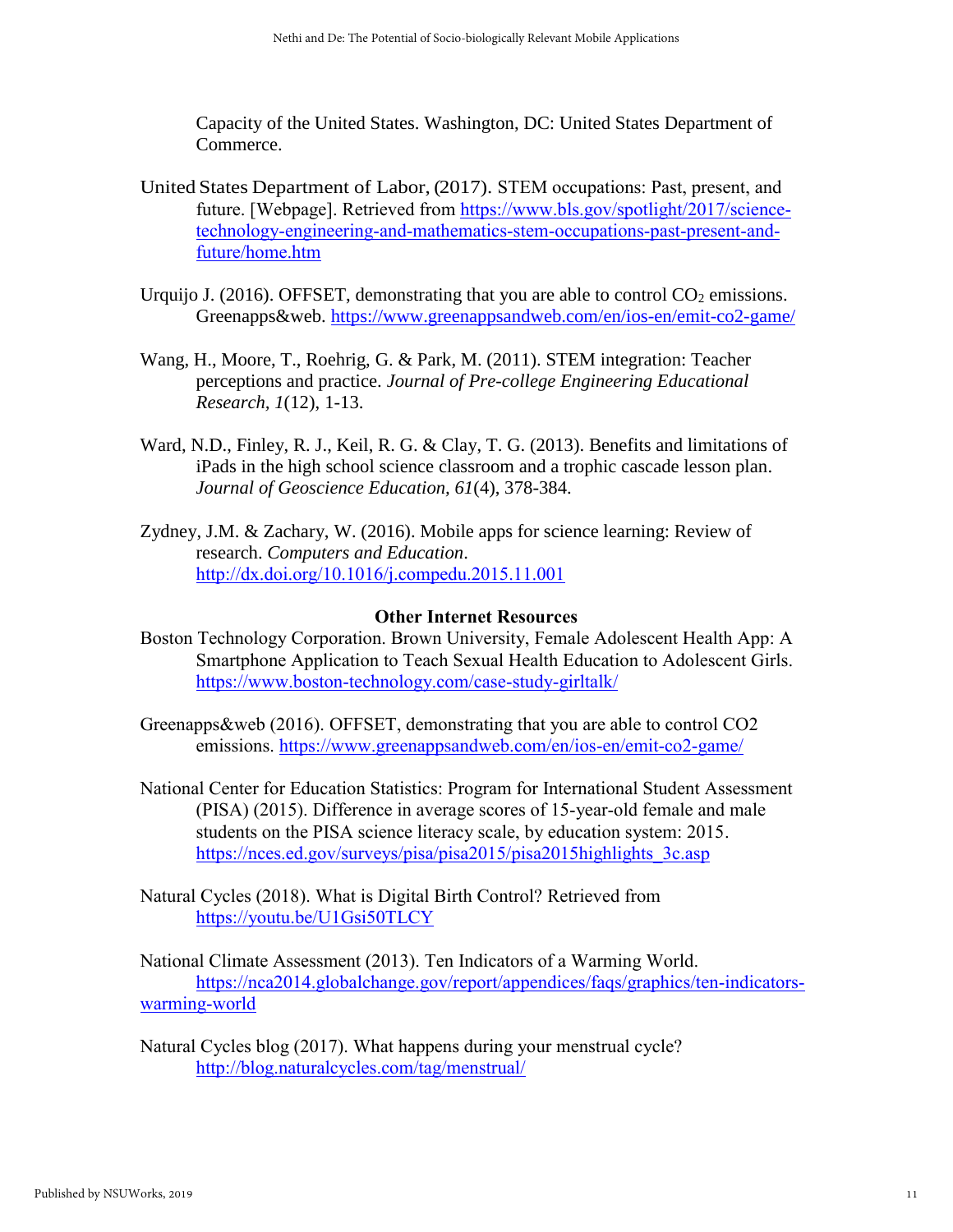Capacity of the United States. Washington, DC: United States Department of Commerce.

United States Department of Labor, (2017). STEM occupations: Past, present, and future. [Webpage]. Retrieved from https://www.bls.gov/spotlight/2017/science-technology-engineering-and-mathematics-stem-occupations-past-present-and-future/home.htm

Urquijo J. (2016). OFFSET, demonstrating that you are able to control $CO_2$ emissions. Greenapps&web. https://www.greenappsandweb.com/en/ios-en/emit-co2-game/

Wang, H., Moore, T., Roehrig, G. & Park, M. (2011). STEM integration: Teacher perceptions and practice. *Journal of Pre-college Engineering Educational Research, 1*(12), 1-13.

Ward, N.D., Finley, R. J., Keil, R. G. & Clay, T. G. (2013). Benefits and limitations of iPads in the high school science classroom and a trophic cascade lesson plan. *Journal of Geoscience Education, 61*(4), 378-384.

Zydney, J.M. & Zachary, W. (2016). Mobile apps for science learning: Review of research. *Computers and Education*. http://dx.doi.org/10.1016/j.compedu.2015.11.001

**Other Internet Resources**

Boston Technology Corporation. Brown University, Female Adolescent Health App: A Smartphone Application to Teach Sexual Health Education to Adolescent Girls. https://www.boston-technology.com/case-study-girltalk/

Greenapps&web (2016). OFFSET, demonstrating that you are able to control CO2 emissions. https://www.greenappsandweb.com/en/ios-en/emit-co2-game/

National Center for Education Statistics: Program for International Student Assessment (PISA) (2015). Difference in average scores of 15-year-old female and male students on the PISA science literacy scale, by education system: 2015. https://nces.ed.gov/surveys/pisa/pisa2015/pisa2015highlights_3c.asp

Natural Cycles (2018). What is Digital Birth Control? Retrieved from https://youtu.be/U1Gsi50TLCY

National Climate Assessment (2013). Ten Indicators of a Warming World. https://nca2014.globalchange.gov/report/appendices/faqs/graphics/ten-indicators-warming-world

Natural Cycles blog (2017). What happens during your menstrual cycle? http://blog.naturalcycles.com/tag/menstrual/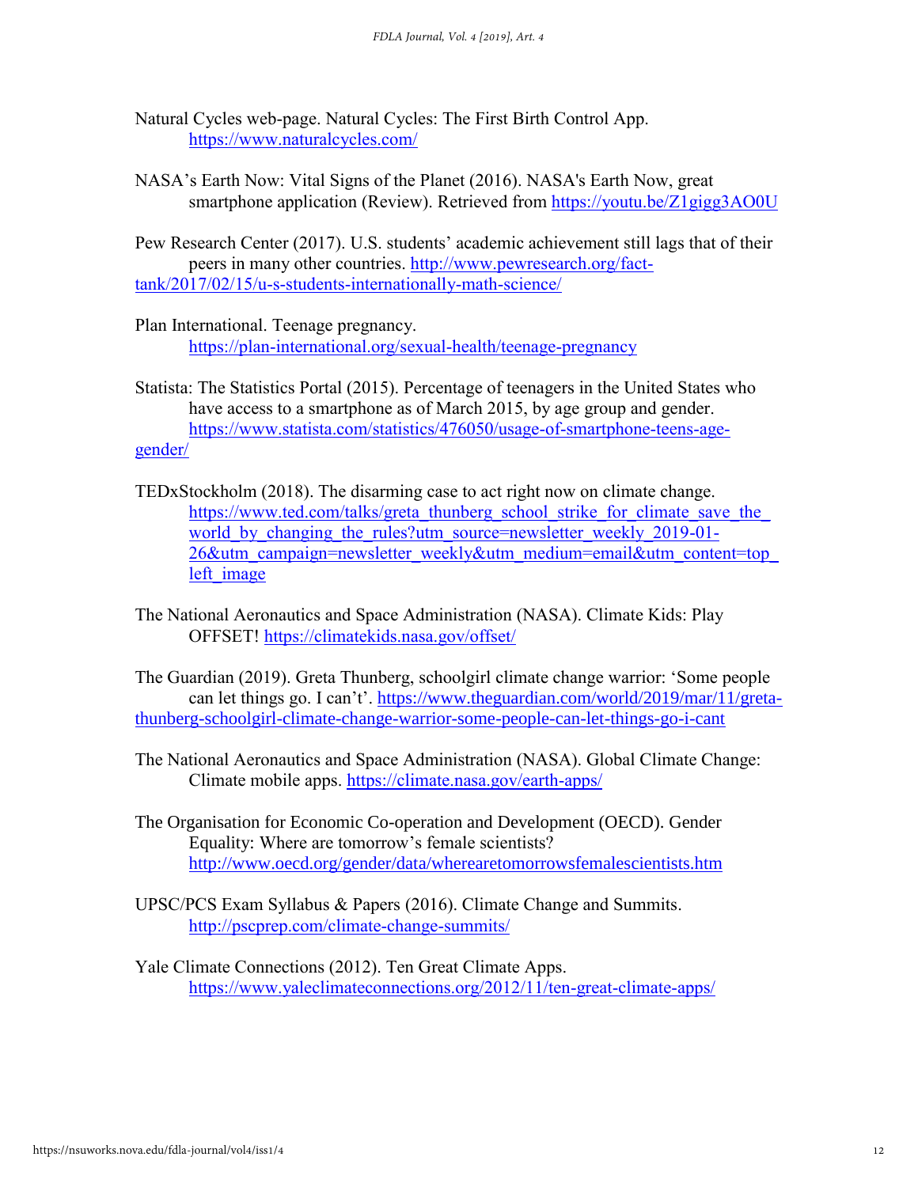Natural Cycles web-page. Natural Cycles: The First Birth Control App. https://www.naturalcycles.com/

NASA's Earth Now: Vital Signs of the Planet (2016). NASA's Earth Now, great smartphone application (Review). Retrieved from https://youtu.be/Z1gigg3AO0U

Pew Research Center (2017). U.S. students' academic achievement still lags that of their peers in many other countries. http://www.pewresearch.org/fact-tank/2017/02/15/u-s-students-internationally-math-science/

Plan International. Teenage pregnancy. https://plan-international.org/sexual-health/teenage-pregnancy

Statista: The Statistics Portal (2015). Percentage of teenagers in the United States who have access to a smartphone as of March 2015, by age group and gender. https://www.statista.com/statistics/476050/usage-of-smartphone-teens-age-gender/

TEDxStockholm (2018). The disarming case to act right now on climate change. https://www.ted.com/talks/greta_thunberg_school_strike_for_climate_save_the_world_by_changing_the_rules?utm_source=newsletter_weekly_2019-01-26&utm_campaign=newsletter_weekly&utm_medium=email&utm_content=top_left_image

The National Aeronautics and Space Administration (NASA). Climate Kids: Play OFFSET! https://climatekids.nasa.gov/offset/

The Guardian (2019). Greta Thunberg, schoolgirl climate change warrior: 'Some people can let things go. I can't'. https://www.theguardian.com/world/2019/mar/11/greta-thunberg-schoolgirl-climate-change-warrior-some-people-can-let-things-go-i-cant

The National Aeronautics and Space Administration (NASA). Global Climate Change: Climate mobile apps. https://climate.nasa.gov/earth-apps/

The Organisation for Economic Co-operation and Development (OECD). Gender Equality: Where are tomorrow's female scientists? http://www.oecd.org/gender/data/wherearetomorrowsfemalescientists.htm

UPSC/PCS Exam Syllabus & Papers (2016). Climate Change and Summits. http://pscprep.com/climate-change-summits/

Yale Climate Connections (2012). Ten Great Climate Apps. https://www.yaleclimateconnections.org/2012/11/ten-great-climate-apps/